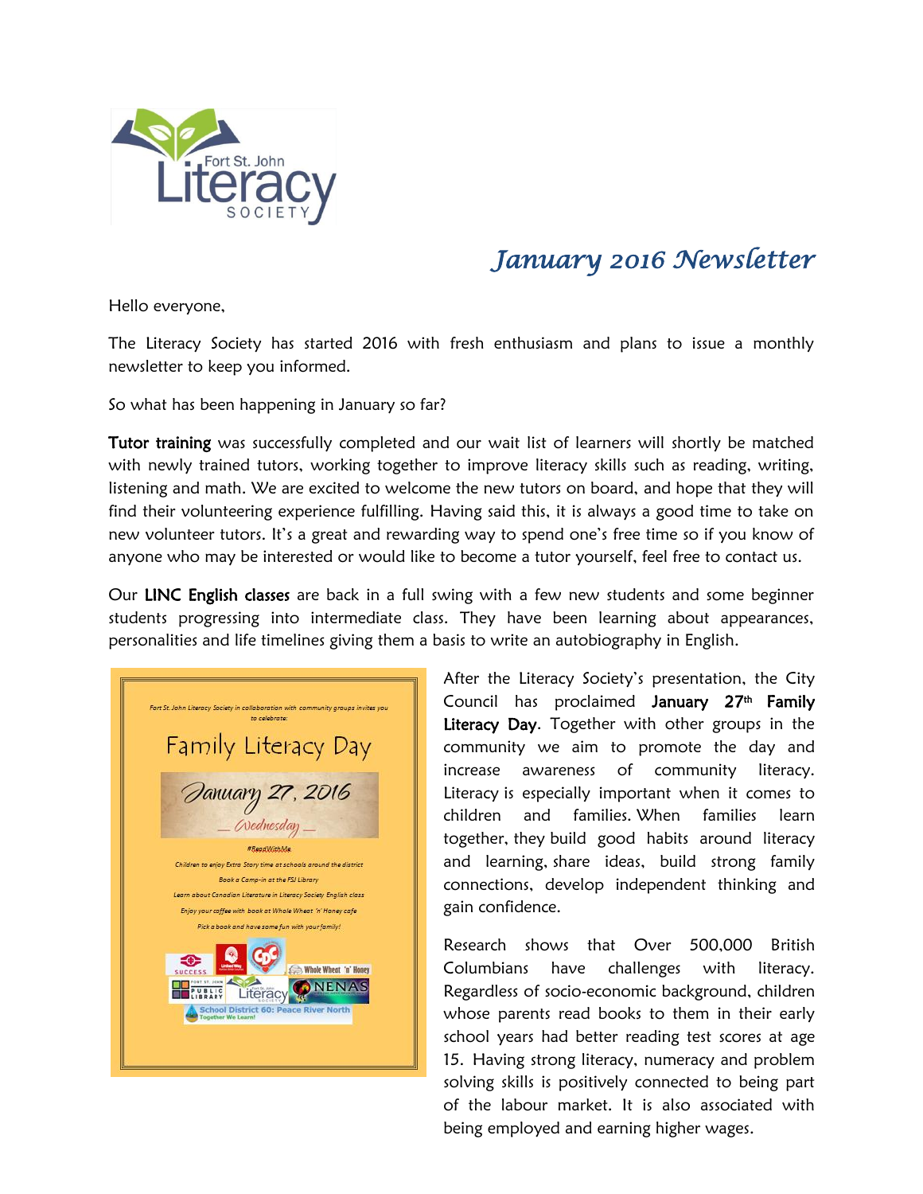Fort St. John Literacy Society

# *January 2016 Newsletter*

Hello everyone,

The Literacy Society has started 2016 with fresh enthusiasm and plans to issue a monthly newsletter to keep you informed.

So what has been happening in January so far?

**Tutor training** was successfully completed and our wait list of learners will shortly be matched with newly trained tutors, working together to improve literacy skills such as reading, writing, listening and math. We are excited to welcome the new tutors on board, and hope that they will find their volunteering experience fulfilling. Having said this, it is always a good time to take on new volunteer tutors. It's a great and rewarding way to spend one's free time so if you know of anyone who may be interested or would like to become a tutor yourself, feel free to contact us.

Our **LINC English classes** are back in a full swing with a few new students and some beginner students progressing into intermediate class. They have been learning about appearances, personalities and life timelines giving them a basis to write an autobiography in English.

*Fort St. John Literacy Society in collaboration with community groups invites you to celebrate:*

**Family Literacy Day**

*January 27, 2016*

*Wednesday*

*#ReadWithMe*

*Children to enjoy Extra Story time at schools around the district*

*Book a Camp-in at the FSJ Library*

*Learn about Canadian Literature in Literacy Society English class*

*Enjoy your coffee with book at Whole Wheat 'n' Honey cafe*

*Pick a book and have some fun with your family!*

After the Literacy Society's presentation, the City Council has proclaimed **January 27th Family Literacy Day**. Together with other groups in the community we aim to promote the day and increase awareness of community literacy. Literacy is especially important when it comes to children and families. When families learn together, they build good habits around literacy and learning, share ideas, build strong family connections, develop independent thinking and gain confidence.

Research shows that Over 500,000 British Columbians have challenges with literacy. Regardless of socio-economic background, children whose parents read books to them in their early school years had better reading test scores at age 15. Having strong literacy, numeracy and problem solving skills is positively connected to being part of the labour market. It is also associated with being employed and earning higher wages.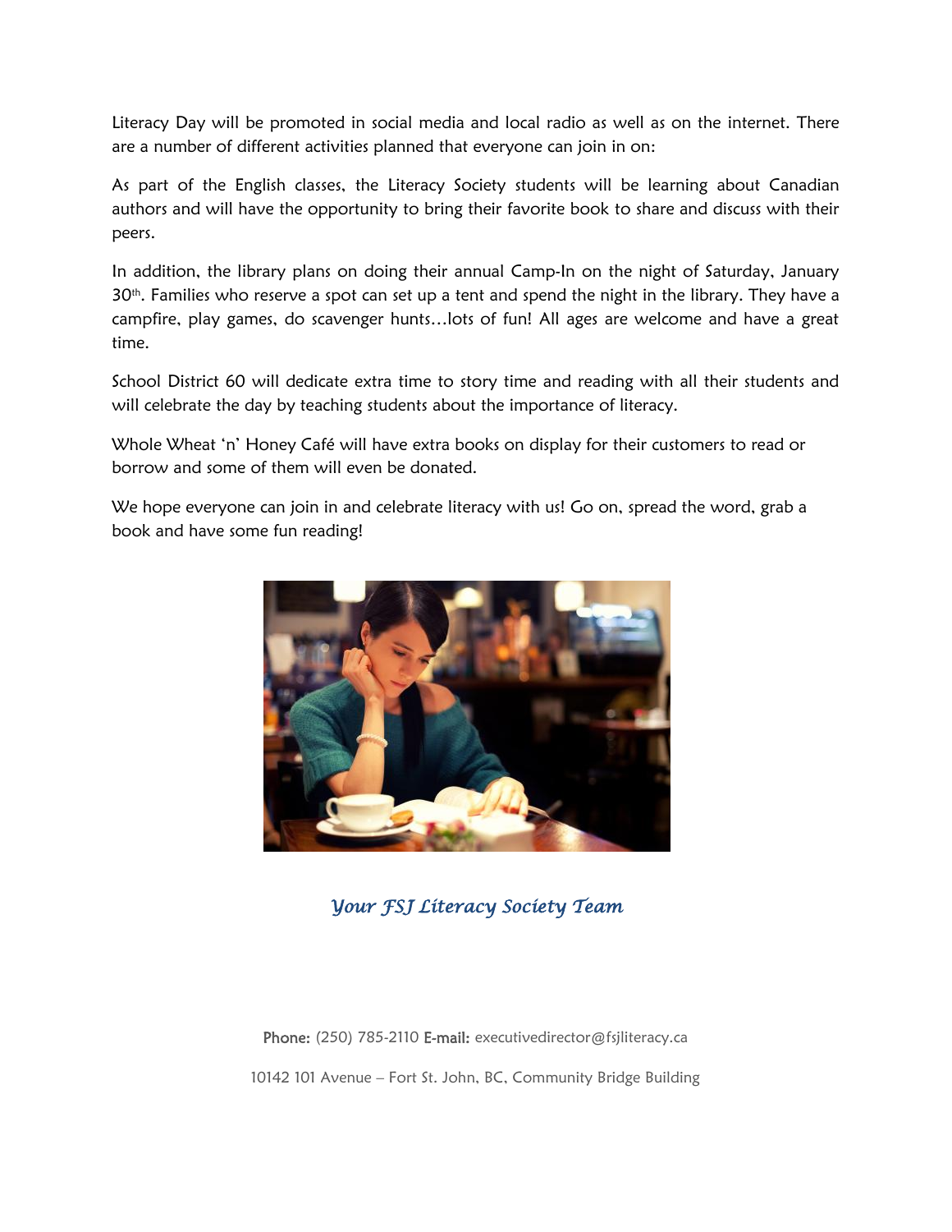Literacy Day will be promoted in social media and local radio as well as on the internet. There are a number of different activities planned that everyone can join in on:

As part of the English classes, the Literacy Society students will be learning about Canadian authors and will have the opportunity to bring their favorite book to share and discuss with their peers.

In addition, the library plans on doing their annual Camp-In on the night of Saturday, January 30th. Families who reserve a spot can set up a tent and spend the night in the library. They have a campfire, play games, do scavenger hunts…lots of fun! All ages are welcome and have a great time.

School District 60 will dedicate extra time to story time and reading with all their students and will celebrate the day by teaching students about the importance of literacy.

Whole Wheat 'n' Honey Café will have extra books on display for their customers to read or borrow and some of them will even be donated.

We hope everyone can join in and celebrate literacy with us! Go on, spread the word, grab a book and have some fun reading!

*Your FSJ Literacy Society Team*

**Phone:** (250) 785-2110 **E-mail:** executivedirector@fsjliteracy.ca

10142 101 Avenue – Fort St. John, BC, Community Bridge Building